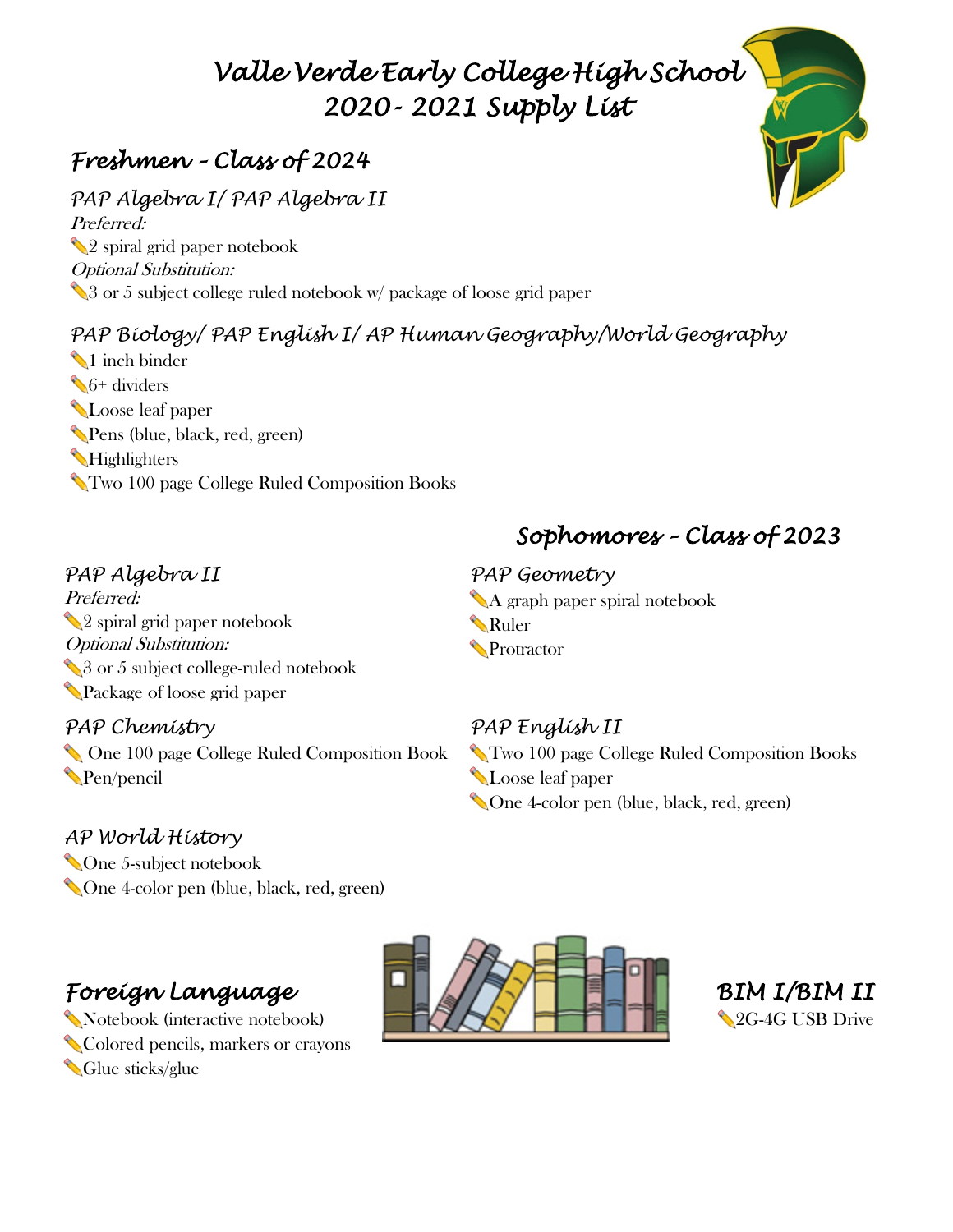# Valle Verde Early College High School
# 2020- 2021 Supply List

## Freshmen – Class of 2024

### PAP Algebra I/ PAP Algebra II

*Preferred:*

- 2 spiral grid paper notebook

*Optional Substitution:*

- 3 or 5 subject college ruled notebook w/ package of loose grid paper

### PAP Biology/ PAP English I/ AP Human Geography/World Geography

- 1 inch binder
- 6+ dividers
- Loose leaf paper
- Pens (blue, black, red, green)
- Highlighters
- Two 100 page College Ruled Composition Books

## Sophomores – Class of 2023

### PAP Algebra II

*Preferred:*

- 2 spiral grid paper notebook

*Optional Substitution:*

- 3 or 5 subject college-ruled notebook
- Package of loose grid paper

### PAP Chemistry

- One 100 page College Ruled Composition Book
- Pen/pencil

### AP World History

- One 5-subject notebook
- One 4-color pen (blue, black, red, green)

### PAP Geometry

- A graph paper spiral notebook
- Ruler
- Protractor

### PAP English II

- Two 100 page College Ruled Composition Books
- Loose leaf paper
- One 4-color pen (blue, black, red, green)

### Foreign Language

- Notebook (interactive notebook)
- Colored pencils, markers or crayons
- Glue sticks/glue

### BIM I/BIM II

- 2G-4G USB Drive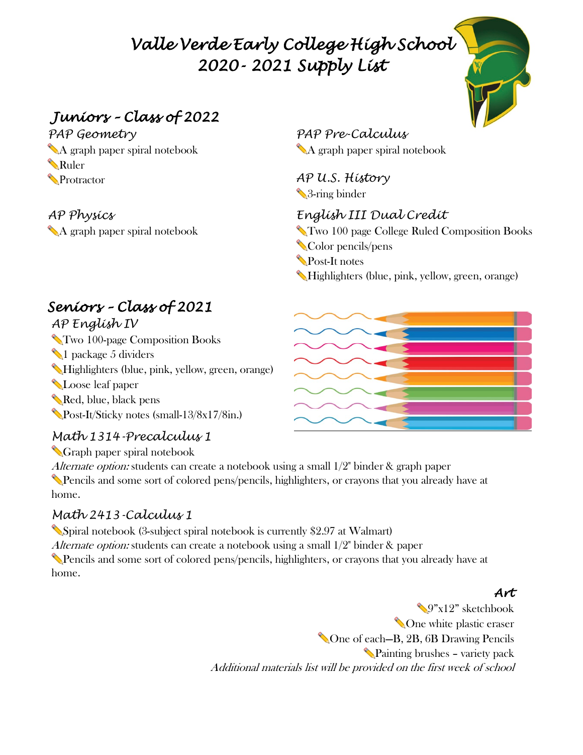# Valle Verde Early College High School
# 2020- 2021 Supply List

## Juniors – Class of 2022

### PAP Geometry
- ✏️A graph paper spiral notebook
- ✏️Ruler
- ✏️Protractor

### AP Physics
- ✏️A graph paper spiral notebook

### PAP Pre-Calculus
- ✏️A graph paper spiral notebook

### AP U.S. History
- ✏️3-ring binder

### English III Dual Credit
- ✏️Two 100 page College Ruled Composition Books
- ✏️Color pencils/pens
- ✏️Post-It notes
- ✏️Highlighters (blue, pink, yellow, green, orange)

## Seniors – Class of 2021

### AP English IV
- ✏️Two 100-page Composition Books
- ✏️1 package 5 dividers
- ✏️Highlighters (blue, pink, yellow, green, orange)
- ✏️Loose leaf paper
- ✏️Red, blue, black pens
- ✏️Post-It/Sticky notes (small-13/8x17/8in.)

### Math 1314-Precalculus 1
✏️Graph paper spiral notebook

*Alternate option:* students can create a notebook using a small 1/2" binder & graph paper

✏️Pencils and some sort of colored pens/pencils, highlighters, or crayons that you already have at home.

### Math 2413-Calculus 1
✏️Spiral notebook (3-subject spiral notebook is currently $2.97 at Walmart)

*Alternate option:* students can create a notebook using a small 1/2" binder & paper

✏️Pencils and some sort of colored pens/pencils, highlighters, or crayons that you already have at home.

### Art
- ✏️9"x12" sketchbook
- ✏️One white plastic eraser
- ✏️One of each—B, 2B, 6B Drawing Pencils
- ✏️Painting brushes – variety pack

*Additional materials list will be provided on the first week of school*